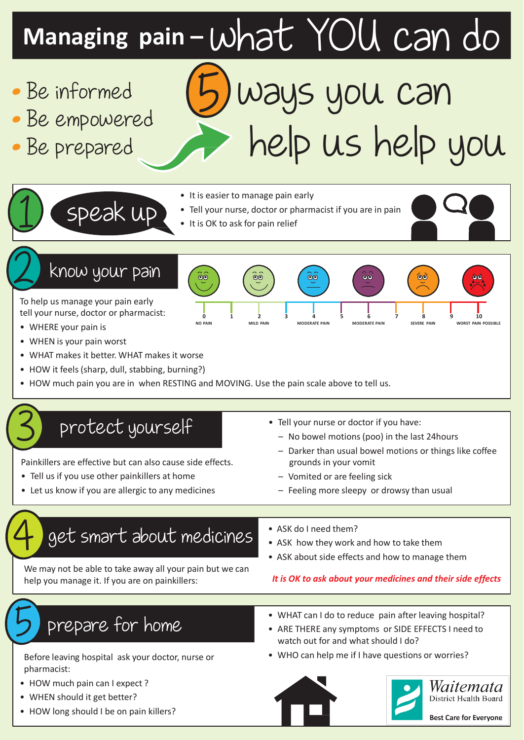# Managing pain – what YOU can do

- Be informed
- Be empowered
- Be prepared

## 5 ways you can help us help you

## 1 speak up

- It is easier to manage pain early
- Tell your nurse, doctor or pharmacist if you are in pain
- It is OK to ask for pain relief

## 2 know your pain

| 0 | 1 | 2 | 3 | 4 | 5 | 6 | 7 | 8 | 9 | 10 |
|---|---|---|---|---|---|---|---|---|---|---|
| NO PAIN | | MILD PAIN | | MODERATE PAIN | | MODERATE PAIN | | SEVERE PAIN | | WORST PAIN POSSIBLE |

To help us manage your pain early tell your nurse, doctor or pharmacist:

- WHERE your pain is
- WHEN is your pain worst
- WHAT makes it better. WHAT makes it worse
- HOW it feels (sharp, dull, stabbing, burning?)
- HOW much pain you are in when RESTING and MOVING. Use the pain scale above to tell us.

## 3 protect yourself

Painkillers are effective but can also cause side effects.

- Tell us if you use other painkillers at home
- Let us know if you are allergic to any medicines
- Tell your nurse or doctor if you have:
  - No bowel motions (poo) in the last 24hours
  - Darker than usual bowel motions or things like coffee grounds in your vomit
  - Vomited or are feeling sick
  - Feeling more sleepy or drowsy than usual

## 4 get smart about medicines

We may not be able to take away all your pain but we can help you manage it. If you are on painkillers:

- ASK do I need them?
- ASK how they work and how to take them
- ASK about side effects and how to manage them

*It is OK to ask about your medicines and their side effects*

## 5 prepare for home

Before leaving hospital ask your doctor, nurse or pharmacist:

- HOW much pain can I expect ?
- WHEN should it get better?
- HOW long should I be on pain killers?
- WHAT can I do to reduce pain after leaving hospital?
- ARE THERE any symptoms or SIDE EFFECTS I need to watch out for and what should I do?
- WHO can help me if I have questions or worries?

Waitemata District Health Board

Best Care for Everyone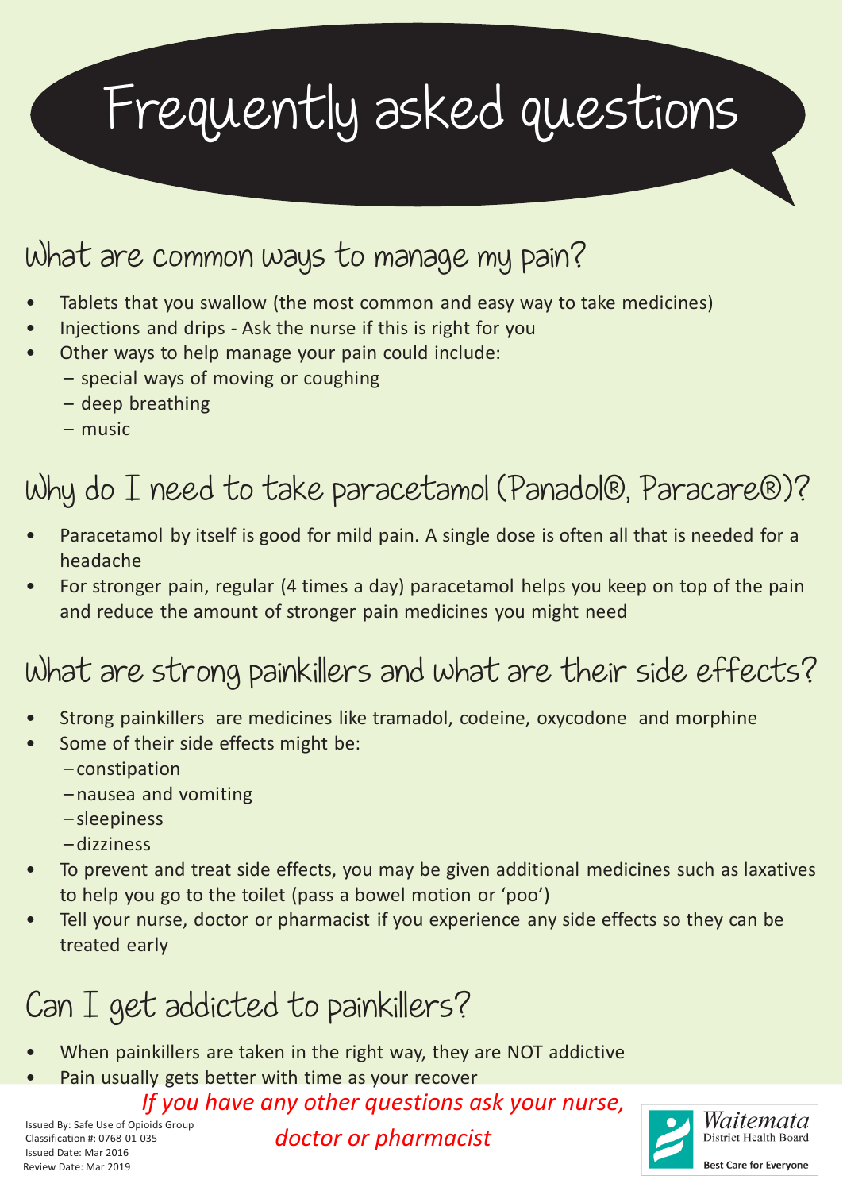# Frequently asked questions

## What are common ways to manage my pain?

- Tablets that you swallow (the most common and easy way to take medicines)
- Injections and drips - Ask the nurse if this is right for you
- Other ways to help manage your pain could include:
  - special ways of moving or coughing
  - deep breathing
  - music

## Why do I need to take paracetamol (Panadol®, Paracare®)?

- Paracetamol by itself is good for mild pain. A single dose is often all that is needed for a headache
- For stronger pain, regular (4 times a day) paracetamol helps you keep on top of the pain and reduce the amount of stronger pain medicines you might need

## What are strong painkillers and what are their side effects?

- Strong painkillers are medicines like tramadol, codeine, oxycodone and morphine
- Some of their side effects might be:
  - constipation
  - nausea and vomiting
  - sleepiness
  - dizziness
- To prevent and treat side effects, you may be given additional medicines such as laxatives to help you go to the toilet (pass a bowel motion or 'poo')
- Tell your nurse, doctor or pharmacist if you experience any side effects so they can be treated early

## Can I get addicted to painkillers?

- When painkillers are taken in the right way, they are NOT addictive
- Pain usually gets better with time as your recover

*If you have any other questions ask your nurse, doctor or pharmacist*

Issued By: Safe Use of Opioids Group
Classification #: 0768-01-035
Issued Date: Mar 2016
Review Date: Mar 2019

Waitemata District Health Board
Best Care for Everyone